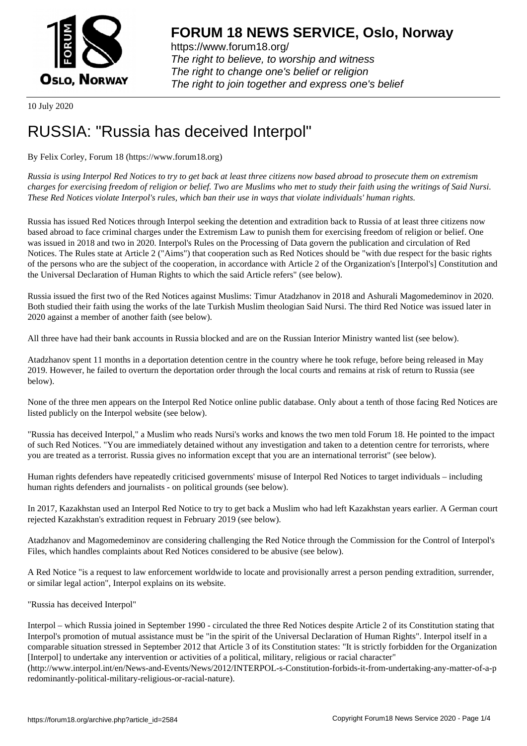# FORUM 18 NEWS SERVICE, Oslo, Norway

https://www.forum18.org/
*The right to believe, to worship and witness*
*The right to change one's belief or religion*
*The right to join together and express one's belief*

10 July 2020

# RUSSIA: "Russia has deceived Interpol"

By Felix Corley, Forum 18 (https://www.forum18.org)

*Russia is using Interpol Red Notices to try to get back at least three citizens now based abroad to prosecute them on extremism charges for exercising freedom of religion or belief. Two are Muslims who met to study their faith using the writings of Said Nursi. These Red Notices violate Interpol's rules, which ban their use in ways that violate individuals' human rights.*

Russia has issued Red Notices through Interpol seeking the detention and extradition back to Russia of at least three citizens now based abroad to face criminal charges under the Extremism Law to punish them for exercising freedom of religion or belief. One was issued in 2018 and two in 2020. Interpol's Rules on the Processing of Data govern the publication and circulation of Red Notices. The Rules state at Article 2 ("Aims") that cooperation such as Red Notices should be "with due respect for the basic rights of the persons who are the subject of the cooperation, in accordance with Article 2 of the Organization's [Interpol's] Constitution and the Universal Declaration of Human Rights to which the said Article refers" (see below).

Russia issued the first two of the Red Notices against Muslims: Timur Atadzhanov in 2018 and Ashurali Magomedeminov in 2020. Both studied their faith using the works of the late Turkish Muslim theologian Said Nursi. The third Red Notice was issued later in 2020 against a member of another faith (see below).

All three have had their bank accounts in Russia blocked and are on the Russian Interior Ministry wanted list (see below).

Atadzhanov spent 11 months in a deportation detention centre in the country where he took refuge, before being released in May 2019. However, he failed to overturn the deportation order through the local courts and remains at risk of return to Russia (see below).

None of the three men appears on the Interpol Red Notice online public database. Only about a tenth of those facing Red Notices are listed publicly on the Interpol website (see below).

"Russia has deceived Interpol," a Muslim who reads Nursi's works and knows the two men told Forum 18. He pointed to the impact of such Red Notices. "You are immediately detained without any investigation and taken to a detention centre for terrorists, where you are treated as a terrorist. Russia gives no information except that you are an international terrorist" (see below).

Human rights defenders have repeatedly criticised governments' misuse of Interpol Red Notices to target individuals – including human rights defenders and journalists - on political grounds (see below).

In 2017, Kazakhstan used an Interpol Red Notice to try to get back a Muslim who had left Kazakhstan years earlier. A German court rejected Kazakhstan's extradition request in February 2019 (see below).

Atadzhanov and Magomedeminov are considering challenging the Red Notice through the Commission for the Control of Interpol's Files, which handles complaints about Red Notices considered to be abusive (see below).

A Red Notice "is a request to law enforcement worldwide to locate and provisionally arrest a person pending extradition, surrender, or similar legal action", Interpol explains on its website.

"Russia has deceived Interpol"

Interpol – which Russia joined in September 1990 - circulated the three Red Notices despite Article 2 of its Constitution stating that Interpol's promotion of mutual assistance must be "in the spirit of the Universal Declaration of Human Rights". Interpol itself in a comparable situation stressed in September 2012 that Article 3 of its Constitution states: "It is strictly forbidden for the Organization [Interpol] to undertake any intervention or activities of a political, military, religious or racial character" (http://www.interpol.int/en/News-and-Events/News/2012/INTERPOL-s-Constitution-forbids-it-from-undertaking-any-matter-of-a-predominantly-political-military-religious-or-racial-nature).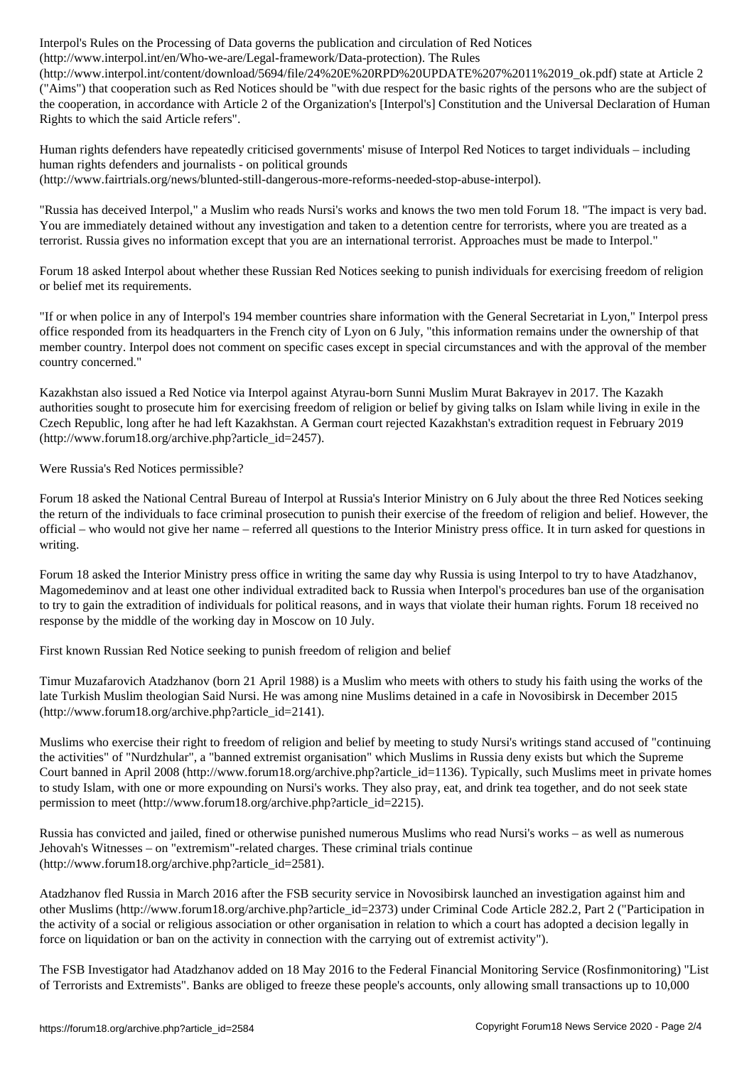Interpol's Rules on the Processing of Data governs the publication and circulation of Red Notices (http://www.interpol.int/en/Who-we-are/Legal-framework/Data-protection). The Rules (http://www.interpol.int/content/download/5694/file/24%20E%20RPD%20UPDATE%207%2011%2019_ok.pdf) state at Article 2 ("Aims") that cooperation such as Red Notices should be "with due respect for the basic rights of the persons who are the subject of the cooperation, in accordance with Article 2 of the Organization's [Interpol's] Constitution and the Universal Declaration of Human Rights to which the said Article refers".

Human rights defenders have repeatedly criticised governments' misuse of Interpol Red Notices to target individuals – including human rights defenders and journalists - on political grounds (http://www.fairtrials.org/news/blunted-still-dangerous-more-reforms-needed-stop-abuse-interpol).

"Russia has deceived Interpol," a Muslim who reads Nursi's works and knows the two men told Forum 18. "The impact is very bad. You are immediately detained without any investigation and taken to a detention centre for terrorists, where you are treated as a terrorist. Russia gives no information except that you are an international terrorist. Approaches must be made to Interpol."

Forum 18 asked Interpol about whether these Russian Red Notices seeking to punish individuals for exercising freedom of religion or belief met its requirements.

"If or when police in any of Interpol's 194 member countries share information with the General Secretariat in Lyon," Interpol press office responded from its headquarters in the French city of Lyon on 6 July, "this information remains under the ownership of that member country. Interpol does not comment on specific cases except in special circumstances and with the approval of the member country concerned."

Kazakhstan also issued a Red Notice via Interpol against Atyrau-born Sunni Muslim Murat Bakrayev in 2017. The Kazakh authorities sought to prosecute him for exercising freedom of religion or belief by giving talks on Islam while living in exile in the Czech Republic, long after he had left Kazakhstan. A German court rejected Kazakhstan's extradition request in February 2019 (http://www.forum18.org/archive.php?article_id=2457).

Were Russia's Red Notices permissible?

Forum 18 asked the National Central Bureau of Interpol at Russia's Interior Ministry on 6 July about the three Red Notices seeking the return of the individuals to face criminal prosecution to punish their exercise of the freedom of religion and belief. However, the official – who would not give her name – referred all questions to the Interior Ministry press office. It in turn asked for questions in writing.

Forum 18 asked the Interior Ministry press office in writing the same day why Russia is using Interpol to try to have Atadzhanov, Magomedeminov and at least one other individual extradited back to Russia when Interpol's procedures ban use of the organisation to try to gain the extradition of individuals for political reasons, and in ways that violate their human rights. Forum 18 received no response by the middle of the working day in Moscow on 10 July.

First known Russian Red Notice seeking to punish freedom of religion and belief

Timur Muzafarovich Atadzhanov (born 21 April 1988) is a Muslim who meets with others to study his faith using the works of the late Turkish Muslim theologian Said Nursi. He was among nine Muslims detained in a cafe in Novosibirsk in December 2015 (http://www.forum18.org/archive.php?article_id=2141).

Muslims who exercise their right to freedom of religion and belief by meeting to study Nursi's writings stand accused of "continuing the activities" of "Nurdzhular", a "banned extremist organisation" which Muslims in Russia deny exists but which the Supreme Court banned in April 2008 (http://www.forum18.org/archive.php?article_id=1136). Typically, such Muslims meet in private homes to study Islam, with one or more expounding on Nursi's works. They also pray, eat, and drink tea together, and do not seek state permission to meet (http://www.forum18.org/archive.php?article_id=2215).

Russia has convicted and jailed, fined or otherwise punished numerous Muslims who read Nursi's works – as well as numerous Jehovah's Witnesses – on "extremism"-related charges. These criminal trials continue (http://www.forum18.org/archive.php?article_id=2581).

Atadzhanov fled Russia in March 2016 after the FSB security service in Novosibirsk launched an investigation against him and other Muslims (http://www.forum18.org/archive.php?article_id=2373) under Criminal Code Article 282.2, Part 2 ("Participation in the activity of a social or religious association or other organisation in relation to which a court has adopted a decision legally in force on liquidation or ban on the activity in connection with the carrying out of extremist activity").

The FSB Investigator had Atadzhanov added on 18 May 2016 to the Federal Financial Monitoring Service (Rosfinmonitoring) "List of Terrorists and Extremists". Banks are obliged to freeze these people's accounts, only allowing small transactions up to 10,000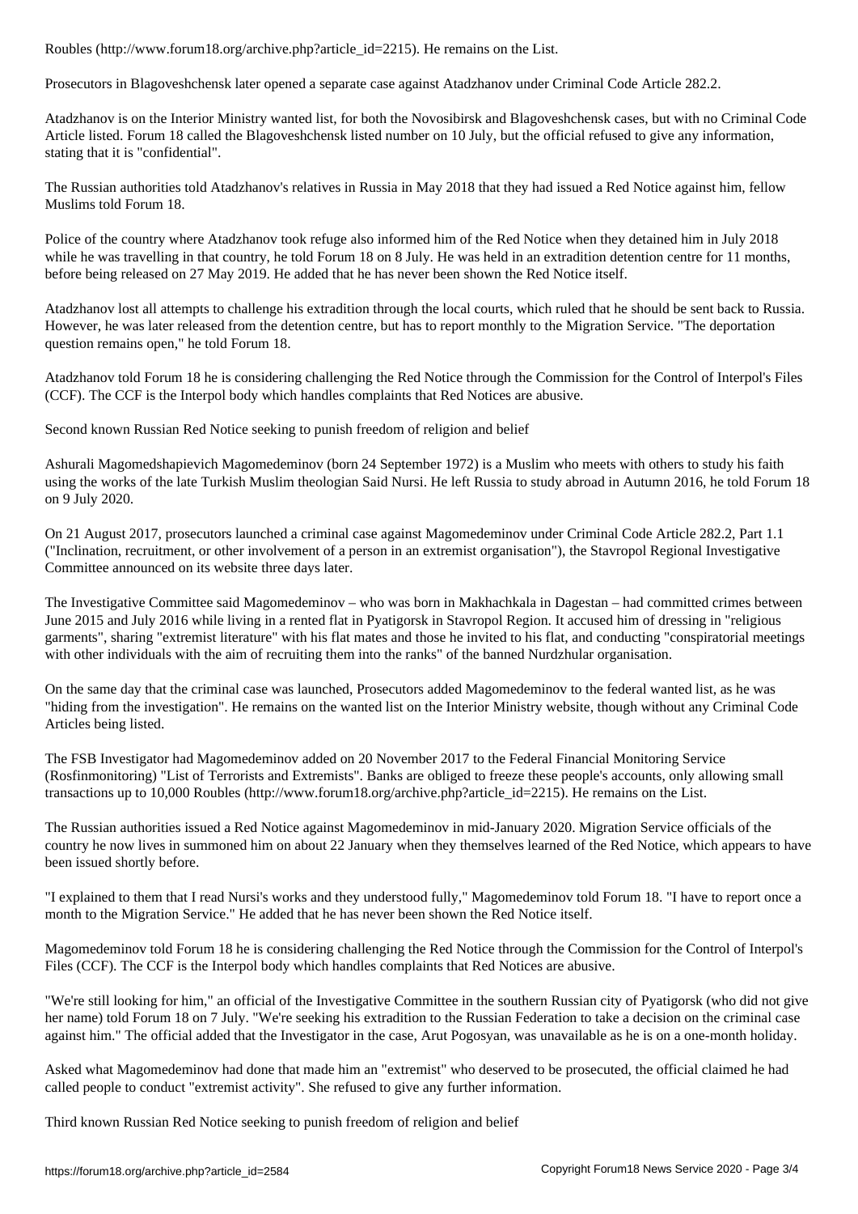Roubles (http://www.forum18.org/archive.php?article_id=2215). He remains on the List.

Prosecutors in Blagoveshchensk later opened a separate case against Atadzhanov under Criminal Code Article 282.2.

Atadzhanov is on the Interior Ministry wanted list, for both the Novosibirsk and Blagoveshchensk cases, but with no Criminal Code Article listed. Forum 18 called the Blagoveshchensk listed number on 10 July, but the official refused to give any information, stating that it is "confidential".

The Russian authorities told Atadzhanov's relatives in Russia in May 2018 that they had issued a Red Notice against him, fellow Muslims told Forum 18.

Police of the country where Atadzhanov took refuge also informed him of the Red Notice when they detained him in July 2018 while he was travelling in that country, he told Forum 18 on 8 July. He was held in an extradition detention centre for 11 months, before being released on 27 May 2019. He added that he has never been shown the Red Notice itself.

Atadzhanov lost all attempts to challenge his extradition through the local courts, which ruled that he should be sent back to Russia. However, he was later released from the detention centre, but has to report monthly to the Migration Service. "The deportation question remains open," he told Forum 18.

Atadzhanov told Forum 18 he is considering challenging the Red Notice through the Commission for the Control of Interpol's Files (CCF). The CCF is the Interpol body which handles complaints that Red Notices are abusive.

## Second known Russian Red Notice seeking to punish freedom of religion and belief

Ashurali Magomedshapievich Magomedeminov (born 24 September 1972) is a Muslim who meets with others to study his faith using the works of the late Turkish Muslim theologian Said Nursi. He left Russia to study abroad in Autumn 2016, he told Forum 18 on 9 July 2020.

On 21 August 2017, prosecutors launched a criminal case against Magomedeminov under Criminal Code Article 282.2, Part 1.1 ("Inclination, recruitment, or other involvement of a person in an extremist organisation"), the Stavropol Regional Investigative Committee announced on its website three days later.

The Investigative Committee said Magomedeminov – who was born in Makhachkala in Dagestan – had committed crimes between June 2015 and July 2016 while living in a rented flat in Pyatigorsk in Stavropol Region. It accused him of dressing in "religious garments", sharing "extremist literature" with his flat mates and those he invited to his flat, and conducting "conspiratorial meetings with other individuals with the aim of recruiting them into the ranks" of the banned Nurdzhular organisation.

On the same day that the criminal case was launched, Prosecutors added Magomedeminov to the federal wanted list, as he was "hiding from the investigation". He remains on the wanted list on the Interior Ministry website, though without any Criminal Code Articles being listed.

The FSB Investigator had Magomedeminov added on 20 November 2017 to the Federal Financial Monitoring Service (Rosfinmonitoring) "List of Terrorists and Extremists". Banks are obliged to freeze these people's accounts, only allowing small transactions up to 10,000 Roubles (http://www.forum18.org/archive.php?article_id=2215). He remains on the List.

The Russian authorities issued a Red Notice against Magomedeminov in mid-January 2020. Migration Service officials of the country he now lives in summoned him on about 22 January when they themselves learned of the Red Notice, which appears to have been issued shortly before.

"I explained to them that I read Nursi's works and they understood fully," Magomedeminov told Forum 18. "I have to report once a month to the Migration Service." He added that he has never been shown the Red Notice itself.

Magomedeminov told Forum 18 he is considering challenging the Red Notice through the Commission for the Control of Interpol's Files (CCF). The CCF is the Interpol body which handles complaints that Red Notices are abusive.

"We're still looking for him," an official of the Investigative Committee in the southern Russian city of Pyatigorsk (who did not give her name) told Forum 18 on 7 July. "We're seeking his extradition to the Russian Federation to take a decision on the criminal case against him." The official added that the Investigator in the case, Arut Pogosyan, was unavailable as he is on a one-month holiday.

Asked what Magomedeminov had done that made him an "extremist" who deserved to be prosecuted, the official claimed he had called people to conduct "extremist activity". She refused to give any further information.

## Third known Russian Red Notice seeking to punish freedom of religion and belief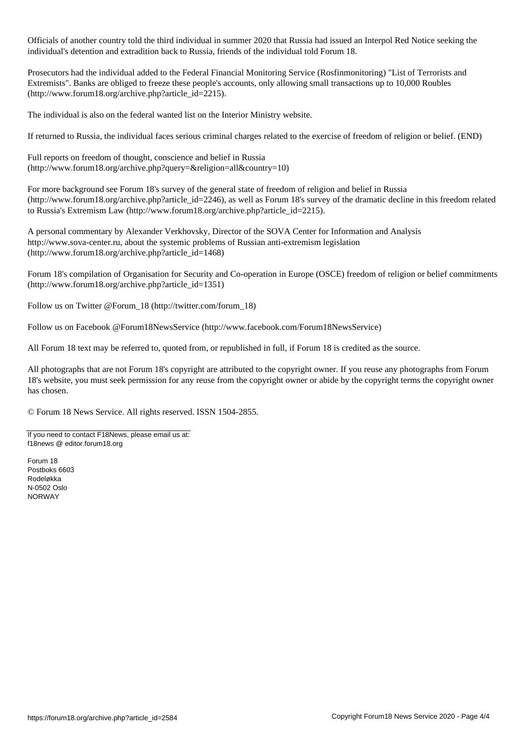Officials of another country told the third individual in summer 2020 that Russia had issued an Interpol Red Notice seeking the individual's detention and extradition back to Russia, friends of the individual told Forum 18.

Prosecutors had the individual added to the Federal Financial Monitoring Service (Rosfinmonitoring) "List of Terrorists and Extremists". Banks are obliged to freeze these people's accounts, only allowing small transactions up to 10,000 Roubles (http://www.forum18.org/archive.php?article_id=2215).

The individual is also on the federal wanted list on the Interior Ministry website.

If returned to Russia, the individual faces serious criminal charges related to the exercise of freedom of religion or belief. (END)

Full reports on freedom of thought, conscience and belief in Russia (http://www.forum18.org/archive.php?query=&religion=all&country=10)

For more background see Forum 18's survey of the general state of freedom of religion and belief in Russia (http://www.forum18.org/archive.php?article_id=2246), as well as Forum 18's survey of the dramatic decline in this freedom related to Russia's Extremism Law (http://www.forum18.org/archive.php?article_id=2215).

A personal commentary by Alexander Verkhovsky, Director of the SOVA Center for Information and Analysis http://www.sova-center.ru, about the systemic problems of Russian anti-extremism legislation (http://www.forum18.org/archive.php?article_id=1468)

Forum 18's compilation of Organisation for Security and Co-operation in Europe (OSCE) freedom of religion or belief commitments (http://www.forum18.org/archive.php?article_id=1351)

Follow us on Twitter @Forum_18 (http://twitter.com/forum_18)

Follow us on Facebook @Forum18NewsService (http://www.facebook.com/Forum18NewsService)

All Forum 18 text may be referred to, quoted from, or republished in full, if Forum 18 is credited as the source.

All photographs that are not Forum 18's copyright are attributed to the copyright owner. If you reuse any photographs from Forum 18's website, you must seek permission for any reuse from the copyright owner or abide by the copyright terms the copyright owner has chosen.

© Forum 18 News Service. All rights reserved. ISSN 1504-2855.

If you need to contact F18News, please email us at:
f18news @ editor.forum18.org

Forum 18
Postboks 6603
Rodeløkka
N-0502 Oslo
NORWAY